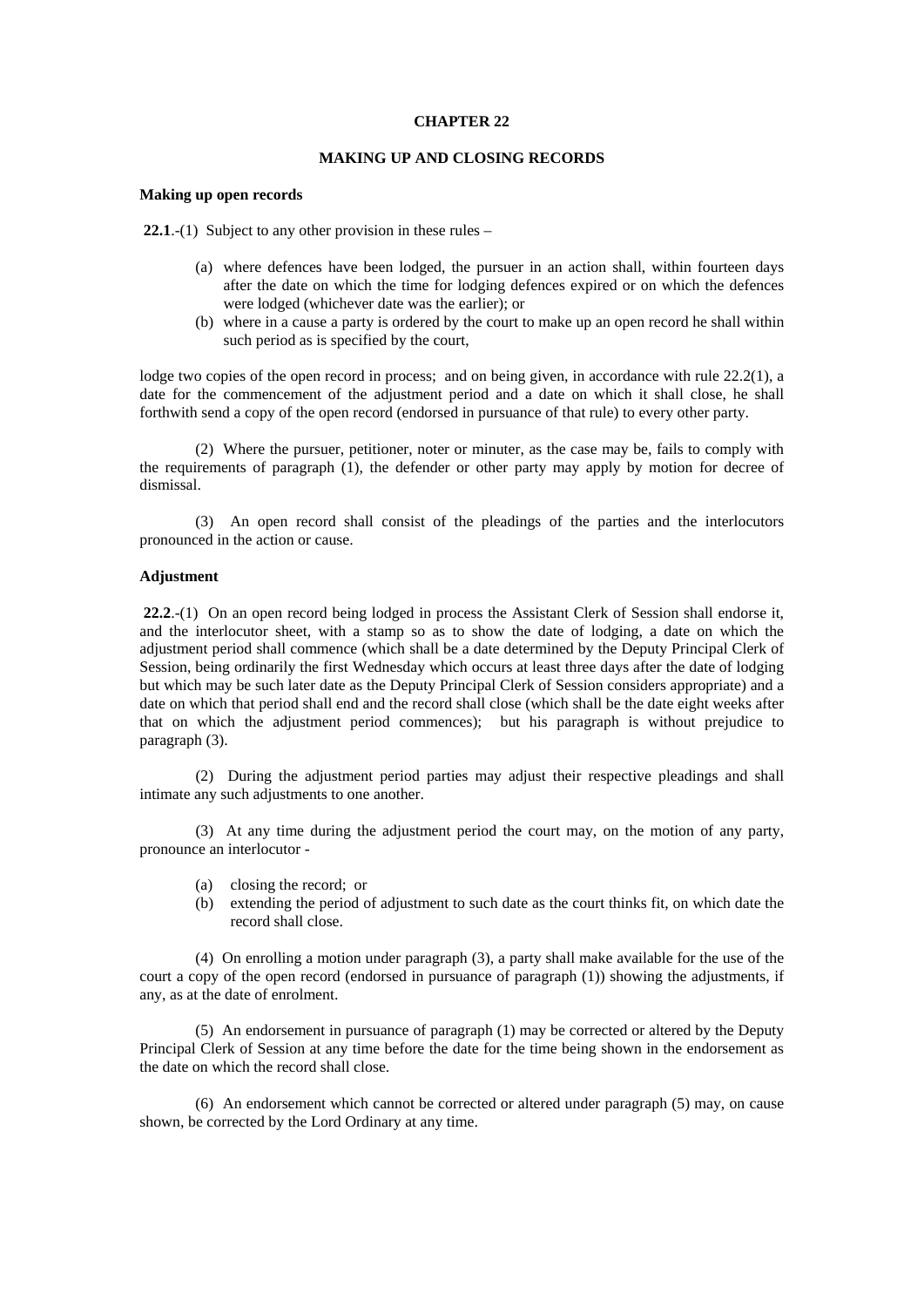# CHAPTER 22

## MAKING UP AND CLOSING RECORDS

### Making up open records

**22.1**.-(1) Subject to any other provision in these rules –

(a) where defences have been lodged, the pursuer in an action shall, within fourteen days after the date on which the time for lodging defences expired or on which the defences were lodged (whichever date was the earlier); or

(b) where in a cause a party is ordered by the court to make up an open record he shall within such period as is specified by the court,

lodge two copies of the open record in process; and on being given, in accordance with rule 22.2(1), a date for the commencement of the adjustment period and a date on which it shall close, he shall forthwith send a copy of the open record (endorsed in pursuance of that rule) to every other party.

(2) Where the pursuer, petitioner, noter or minuter, as the case may be, fails to comply with the requirements of paragraph (1), the defender or other party may apply by motion for decree of dismissal.

(3) An open record shall consist of the pleadings of the parties and the interlocutors pronounced in the action or cause.

### Adjustment

**22.2**.-(1) On an open record being lodged in process the Assistant Clerk of Session shall endorse it, and the interlocutor sheet, with a stamp so as to show the date of lodging, a date on which the adjustment period shall commence (which shall be a date determined by the Deputy Principal Clerk of Session, being ordinarily the first Wednesday which occurs at least three days after the date of lodging but which may be such later date as the Deputy Principal Clerk of Session considers appropriate) and a date on which that period shall end and the record shall close (which shall be the date eight weeks after that on which the adjustment period commences); but his paragraph is without prejudice to paragraph (3).

(2) During the adjustment period parties may adjust their respective pleadings and shall intimate any such adjustments to one another.

(3) At any time during the adjustment period the court may, on the motion of any party, pronounce an interlocutor -

(a) closing the record; or

(b) extending the period of adjustment to such date as the court thinks fit, on which date the record shall close.

(4) On enrolling a motion under paragraph (3), a party shall make available for the use of the court a copy of the open record (endorsed in pursuance of paragraph (1)) showing the adjustments, if any, as at the date of enrolment.

(5) An endorsement in pursuance of paragraph (1) may be corrected or altered by the Deputy Principal Clerk of Session at any time before the date for the time being shown in the endorsement as the date on which the record shall close.

(6) An endorsement which cannot be corrected or altered under paragraph (5) may, on cause shown, be corrected by the Lord Ordinary at any time.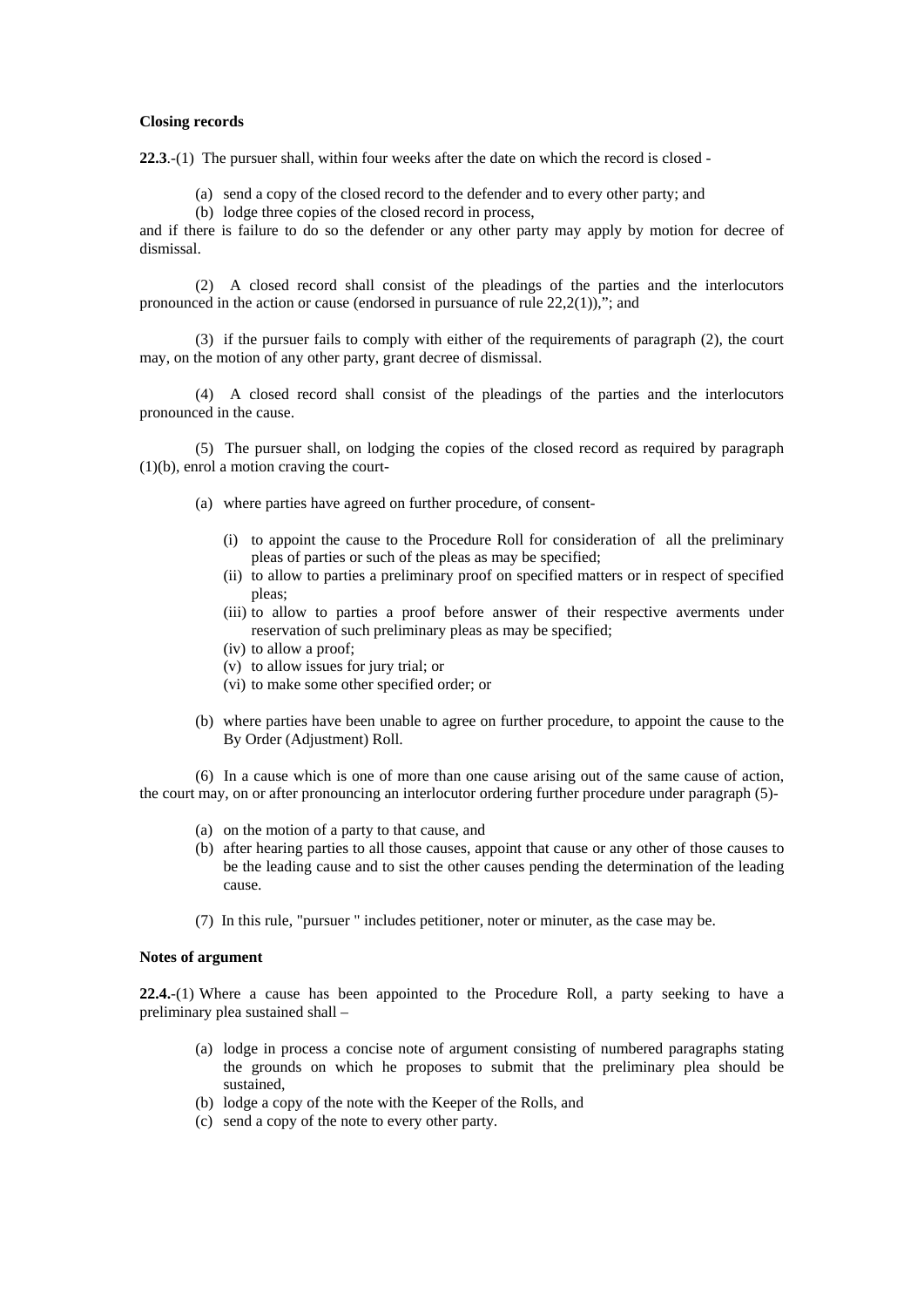**Closing records**

**22.3**.-(1) The pursuer shall, within four weeks after the date on which the record is closed -

(a) send a copy of the closed record to the defender and to every other party; and
(b) lodge three copies of the closed record in process,

and if there is failure to do so the defender or any other party may apply by motion for decree of dismissal.

(2) A closed record shall consist of the pleadings of the parties and the interlocutors pronounced in the action or cause (endorsed in pursuance of rule 22,2(1)),"; and

(3) if the pursuer fails to comply with either of the requirements of paragraph (2), the court may, on the motion of any other party, grant decree of dismissal.

(4) A closed record shall consist of the pleadings of the parties and the interlocutors pronounced in the cause.

(5) The pursuer shall, on lodging the copies of the closed record as required by paragraph (1)(b), enrol a motion craving the court-

(a) where parties have agreed on further procedure, of consent-

(i) to appoint the cause to the Procedure Roll for consideration of all the preliminary pleas of parties or such of the pleas as may be specified;
(ii) to allow to parties a preliminary proof on specified matters or in respect of specified pleas;
(iii) to allow to parties a proof before answer of their respective averments under reservation of such preliminary pleas as may be specified;
(iv) to allow a proof;
(v) to allow issues for jury trial; or
(vi) to make some other specified order; or

(b) where parties have been unable to agree on further procedure, to appoint the cause to the By Order (Adjustment) Roll.

(6) In a cause which is one of more than one cause arising out of the same cause of action, the court may, on or after pronouncing an interlocutor ordering further procedure under paragraph (5)-

(a) on the motion of a party to that cause, and
(b) after hearing parties to all those causes, appoint that cause or any other of those causes to be the leading cause and to sist the other causes pending the determination of the leading cause.

(7) In this rule, "pursuer " includes petitioner, noter or minuter, as the case may be.

**Notes of argument**

**22.4.**-(1) Where a cause has been appointed to the Procedure Roll, a party seeking to have a preliminary plea sustained shall –

(a) lodge in process a concise note of argument consisting of numbered paragraphs stating the grounds on which he proposes to submit that the preliminary plea should be sustained,
(b) lodge a copy of the note with the Keeper of the Rolls, and
(c) send a copy of the note to every other party.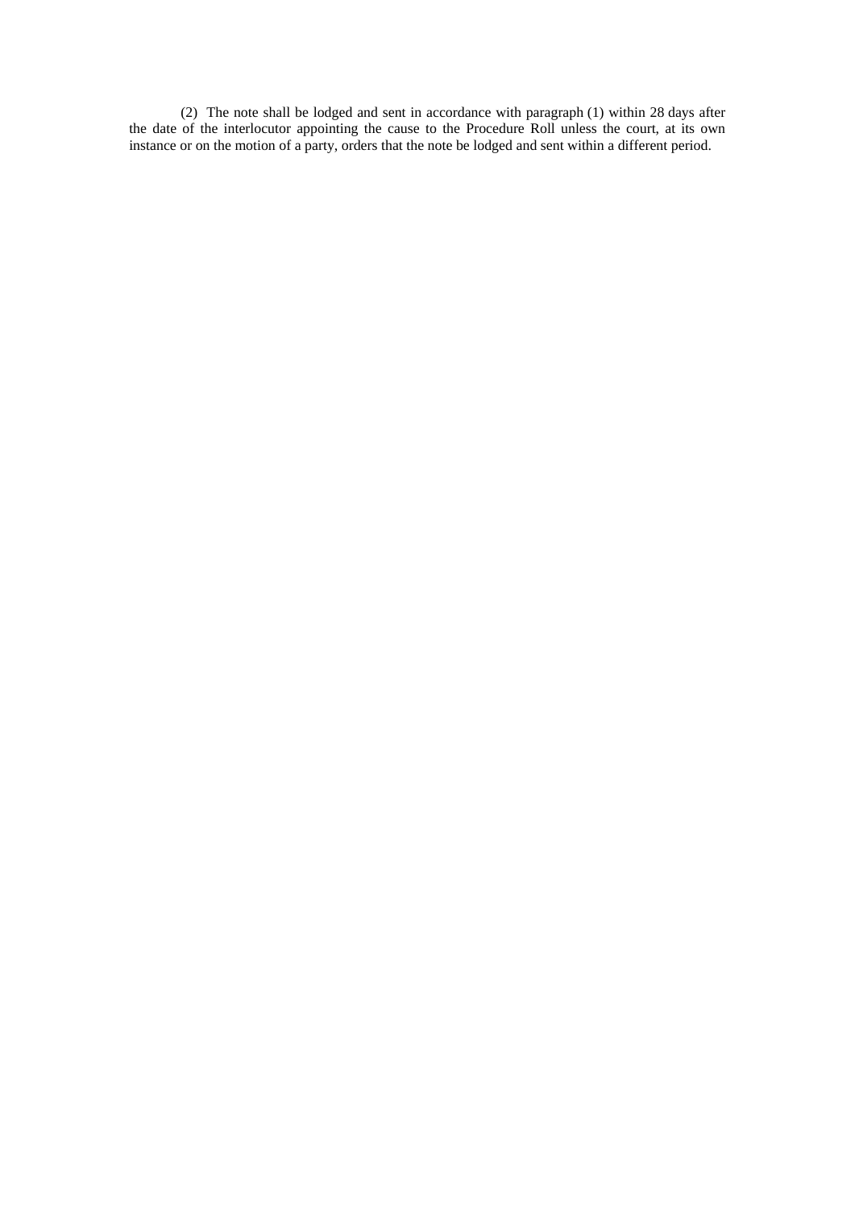(2) The note shall be lodged and sent in accordance with paragraph (1) within 28 days after the date of the interlocutor appointing the cause to the Procedure Roll unless the court, at its own instance or on the motion of a party, orders that the note be lodged and sent within a different period.